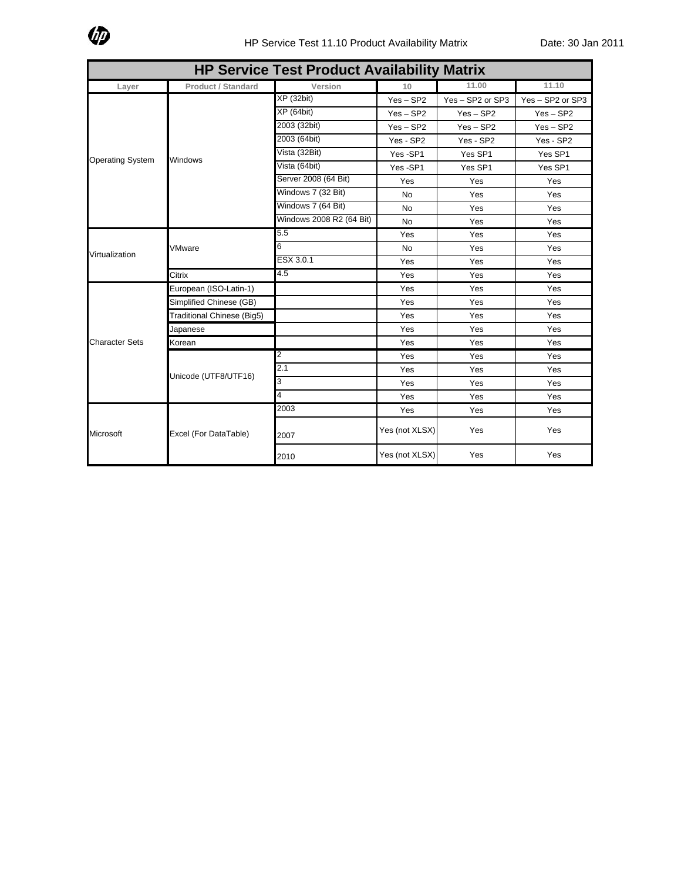# HP Service Test Product Availability Matrix

| Layer | Product / Standard | Version | 10 | 11.00 | 11.10 |
|---|---|---|---|---|---|
| Operating System | Windows | XP (32bit) | Yes – SP2 | Yes – SP2 or SP3 | Yes – SP2 or SP3 |
| | | XP (64bit) | Yes – SP2 | Yes – SP2 | Yes – SP2 |
| | | 2003 (32bit) | Yes – SP2 | Yes – SP2 | Yes – SP2 |
| | | 2003 (64bit) | Yes - SP2 | Yes - SP2 | Yes - SP2 |
| | | Vista (32Bit) | Yes -SP1 | Yes SP1 | Yes SP1 |
| | | Vista (64bit) | Yes -SP1 | Yes SP1 | Yes SP1 |
| | | Server 2008 (64 Bit) | Yes | Yes | Yes |
| | | Windows 7 (32 Bit) | No | Yes | Yes |
| | | Windows 7 (64 Bit) | No | Yes | Yes |
| | | Windows 2008 R2 (64 Bit) | No | Yes | Yes |
| Virtualization | VMware | 5.5 | Yes | Yes | Yes |
| | | 6 | No | Yes | Yes |
| | | ESX 3.0.1 | Yes | Yes | Yes |
| | Citrix | 4.5 | Yes | Yes | Yes |
| Character Sets | European (ISO-Latin-1) | | Yes | Yes | Yes |
| | Simplified Chinese (GB) | | Yes | Yes | Yes |
| | Traditional Chinese (Big5) | | Yes | Yes | Yes |
| | Japanese | | Yes | Yes | Yes |
| | Korean | | Yes | Yes | Yes |
| | Unicode (UTF8/UTF16) | 2 | Yes | Yes | Yes |
| | | 2.1 | Yes | Yes | Yes |
| | | 3 | Yes | Yes | Yes |
| | | 4 | Yes | Yes | Yes |
| Microsoft | Excel (For DataTable) | 2003 | Yes | Yes | Yes |
| | | 2007 | Yes (not XLSX) | Yes | Yes |
| | | 2010 | Yes (not XLSX) | Yes | Yes |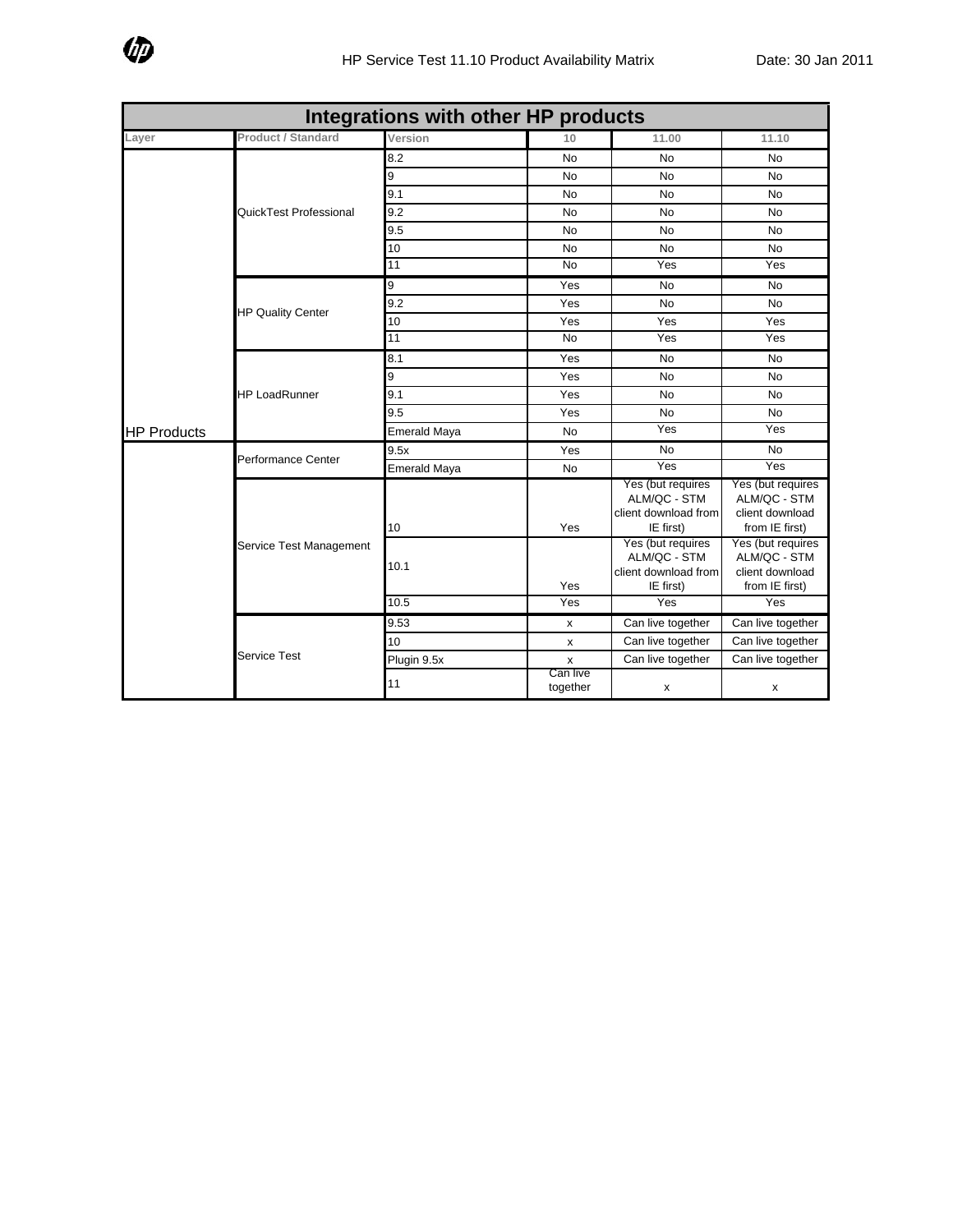## Integrations with other HP products

| Layer | Product / Standard | Version | 10 | 11.00 | 11.10 |
|---|---|---|---|---|---|
| HP Products | QuickTest Professional | 8.2 | No | No | No |
| | | 9 | No | No | No |
| | | 9.1 | No | No | No |
| | | 9.2 | No | No | No |
| | | 9.5 | No | No | No |
| | | 10 | No | No | No |
| | | 11 | No | Yes | Yes |
| | HP Quality Center | 9 | Yes | No | No |
| | | 9.2 | Yes | No | No |
| | | 10 | Yes | Yes | Yes |
| | | 11 | No | Yes | Yes |
| | HP LoadRunner | 8.1 | Yes | No | No |
| | | 9 | Yes | No | No |
| | | 9.1 | Yes | No | No |
| | | 9.5 | Yes | No | No |
| | | Emerald Maya | No | Yes | Yes |
| | Performance Center | 9.5x | Yes | No | No |
| | | Emerald Maya | No | Yes | Yes |
| | Service Test Management | 10 | Yes | Yes (but requires ALM/QC - STM client download from IE first) | Yes (but requires ALM/QC - STM client download from IE first) |
| | | 10.1 | Yes | Yes (but requires ALM/QC - STM client download from IE first) | Yes (but requires ALM/QC - STM client download from IE first) |
| | | 10.5 | Yes | Yes | Yes |
| | Service Test | 9.53 | x | Can live together | Can live together |
| | | 10 | x | Can live together | Can live together |
| | | Plugin 9.5x | x | Can live together | Can live together |
| | | 11 | Can live together | x | x |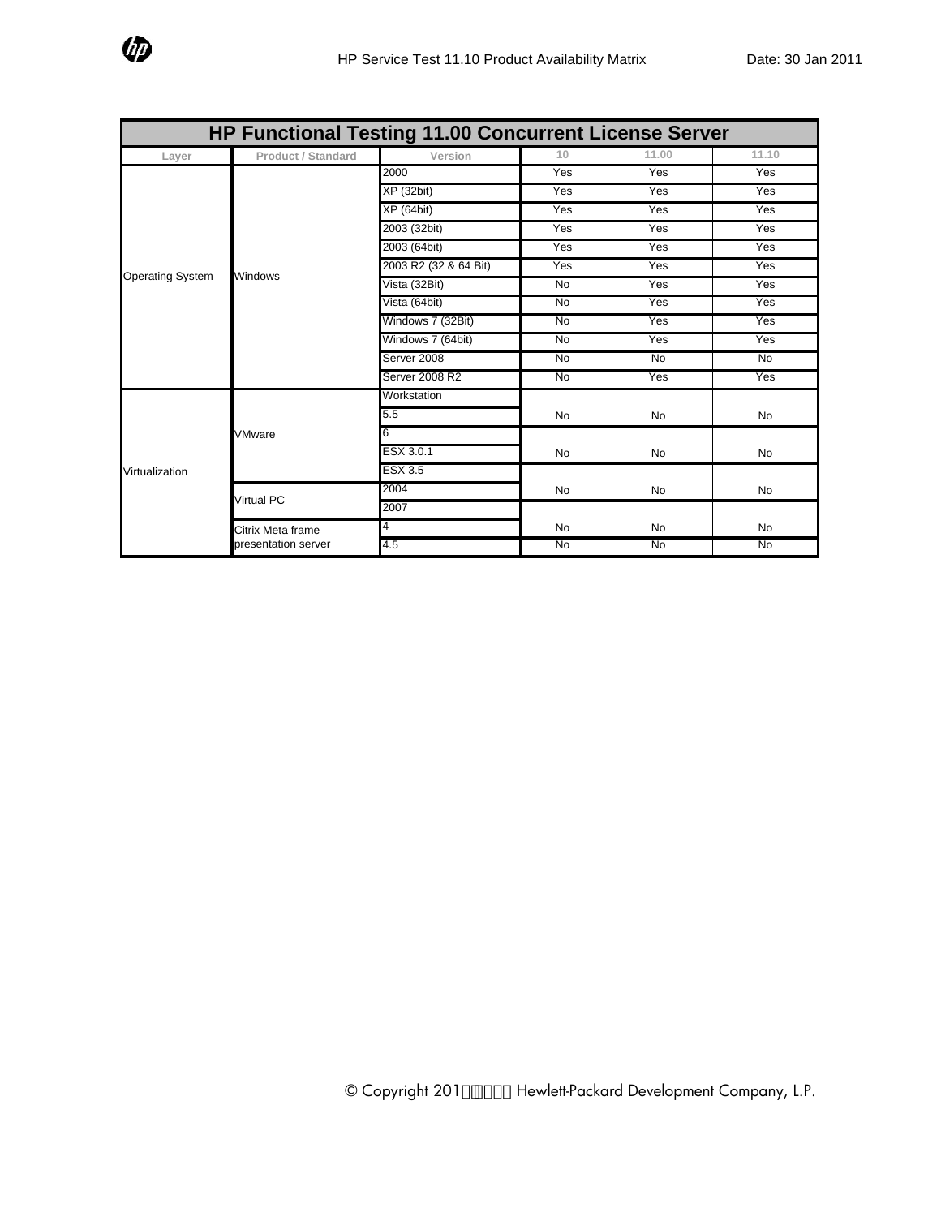| HP Functional Testing 11.00 Concurrent License Server | | | | | |
|---|---|---|---|---|---|
| Layer | Product / Standard | Version | 10 | 11.00 | 11.10 |
| Operating System | Windows | 2000 | Yes | Yes | Yes |
| | | XP (32bit) | Yes | Yes | Yes |
| | | XP (64bit) | Yes | Yes | Yes |
| | | 2003 (32bit) | Yes | Yes | Yes |
| | | 2003 (64bit) | Yes | Yes | Yes |
| | | 2003 R2 (32 & 64 Bit) | Yes | Yes | Yes |
| | | Vista (32Bit) | No | Yes | Yes |
| | | Vista (64bit) | No | Yes | Yes |
| | | Windows 7 (32Bit) | No | Yes | Yes |
| | | Windows 7 (64bit) | No | Yes | Yes |
| | | Server 2008 | No | No | No |
| | | Server 2008 R2 | No | Yes | Yes |
| Virtualization | VMware | Workstation | | | |
| | | 5.5 | No | No | No |
| | | 6 | | | |
| | | ESX 3.0.1 | No | No | No |
| | | ESX 3.5 | | | |
| | Virtual PC | 2004 | No | No | No |
| | | 2007 | | | |
| | Citrix Meta frame presentation server | 4 | No | No | No |
| | | 4.5 | No | No | No |